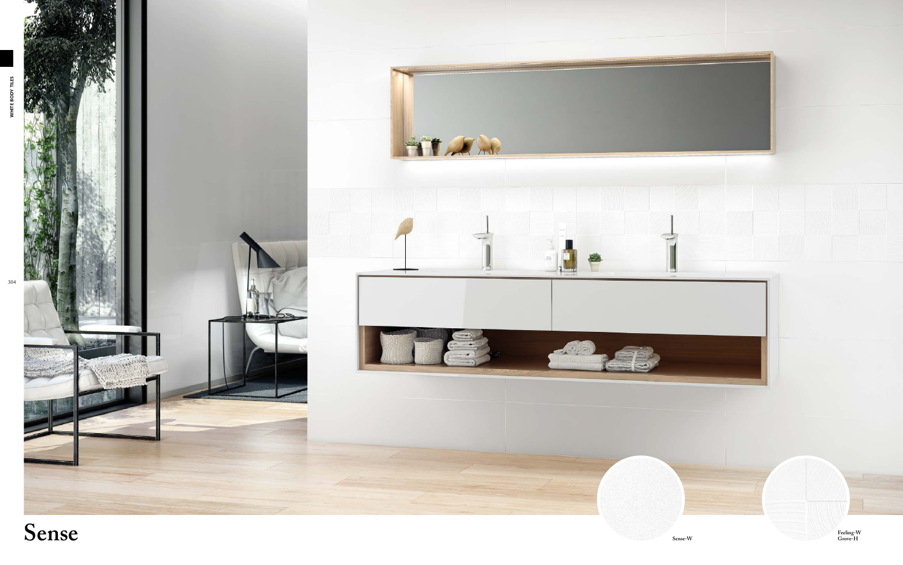# Sense

Sense-W

Feeling-W
Grove-H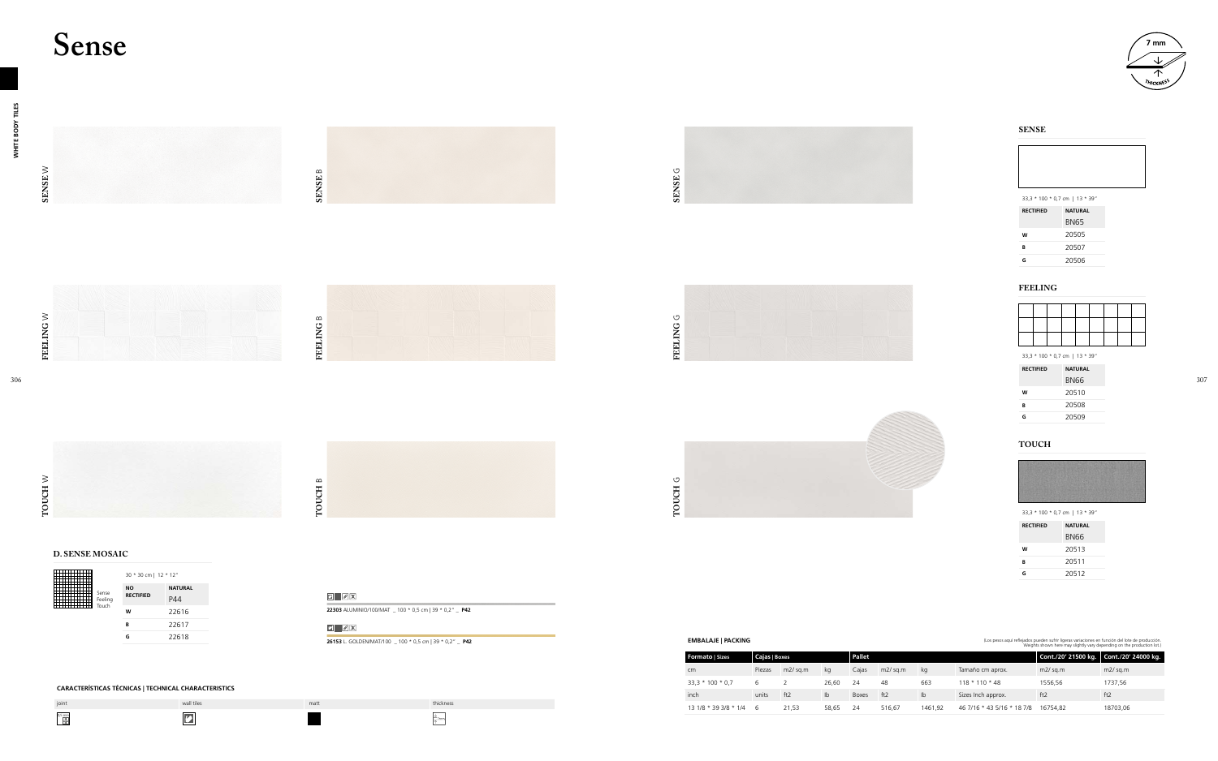# Sense

7 mm THICKNESS

SENSE W

SENSE B

SENSE G

FEELING W

FEELING B

FEELING G

TOUCH W

TOUCH B

TOUCH G

### SENSE

33,3 * 100 * 0,7 cm | 13 * 39"

| RECTIFIED | NATURAL |
|---|---|
| | BN65 |
| W | 20505 |
| B | 20507 |
| G | 20506 |

### FEELING

33,3 * 100 * 0,7 cm | 13 * 39"

| RECTIFIED | NATURAL |
|---|---|
| | BN66 |
| W | 20510 |
| B | 20508 |
| G | 20509 |

### TOUCH

33,3 * 100 * 0,7 cm | 13 * 39"

| RECTIFIED | NATURAL |
|---|---|
| | BN66 |
| W | 20513 |
| B | 20511 |
| G | 20512 |

### D. SENSE MOSAIC

30 * 30 cm | 12 * 12"

Sense
Feeling
Touch

| NO RECTIFIED | NATURAL |
|---|---|
| | P44 |
| W | 22616 |
| B | 22617 |
| G | 22618 |

**22303** ALUMINIO/100/MAT _ 100 * 0,5 cm | 39 * 0,2" _ **P42**

**26153** L. GOLDEN/MAT/100 _ 100 * 0,5 cm | 39 * 0,2" _ **P42**

#### CARACTERÍSTICAS TÉCNICAS | TECHNICAL CHARACTERISTICS

| joint | wall tiles | matt | thickness |
|---|---|---|---|

#### EMBALAJE | PACKING

(Los pesos aquí reflejados pueden sufrir ligeras variaciones en función del lote de producción. Weights shown here may slightly vary depending on the production lot.)

| Formato \| Sizes | Cajas \| Boxes | | | Pallet | | | | Cont./20' 21500 kg. | Cont./20' 24000 kg. |
|---|---|---|---|---|---|---|---|---|---|
| cm | Piezas | m2/ sq.m | kg | Cajas | m2/ sq.m | kg | Tamaño cm aprox. | m2/ sq.m | m2/ sq.m |
| 33,3 * 100 * 0,7 | 6 | 2 | 26,60 | 24 | 48 | 663 | 118 * 110 * 48 | 1556,56 | 1737,56 |
| inch | units | ft2 | lb | Boxes | ft2 | lb | Sizes Inch approx. | ft2 | ft2 |
| 13 1/8 * 39 3/8 * 1/4 | 6 | 21,53 | 58,65 | 24 | 516,67 | 1461,92 | 46 7/16 * 43 5/16 * 18 7/8 | 16754,82 | 18703,06 |